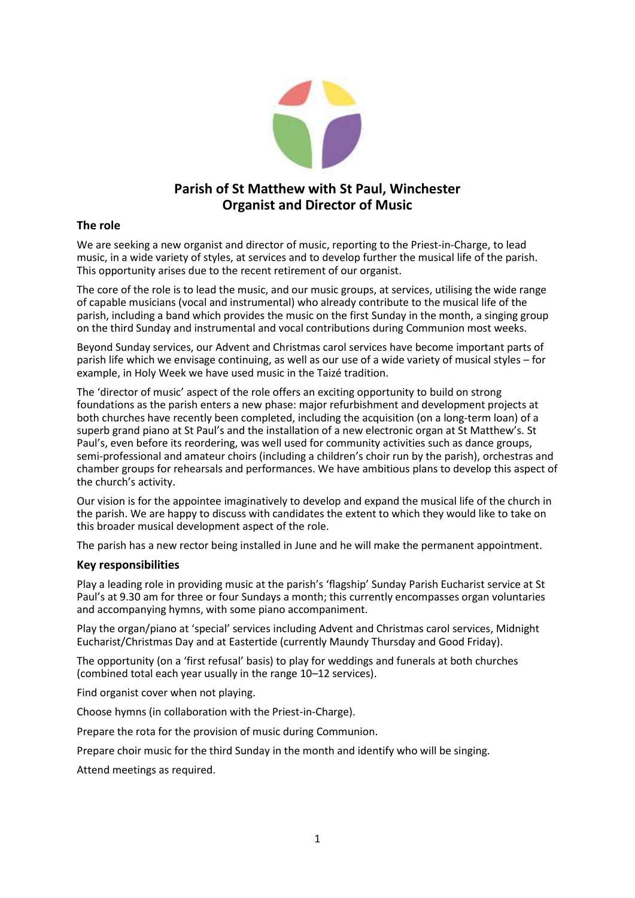# Parish of St Matthew with St Paul, Winchester
# Organist and Director of Music

## The role

We are seeking a new organist and director of music, reporting to the Priest-in-Charge, to lead music, in a wide variety of styles, at services and to develop further the musical life of the parish. This opportunity arises due to the recent retirement of our organist.

The core of the role is to lead the music, and our music groups, at services, utilising the wide range of capable musicians (vocal and instrumental) who already contribute to the musical life of the parish, including a band which provides the music on the first Sunday in the month, a singing group on the third Sunday and instrumental and vocal contributions during Communion most weeks.

Beyond Sunday services, our Advent and Christmas carol services have become important parts of parish life which we envisage continuing, as well as our use of a wide variety of musical styles – for example, in Holy Week we have used music in the Taizé tradition.

The 'director of music' aspect of the role offers an exciting opportunity to build on strong foundations as the parish enters a new phase: major refurbishment and development projects at both churches have recently been completed, including the acquisition (on a long-term loan) of a superb grand piano at St Paul's and the installation of a new electronic organ at St Matthew's. St Paul's, even before its reordering, was well used for community activities such as dance groups, semi-professional and amateur choirs (including a children's choir run by the parish), orchestras and chamber groups for rehearsals and performances. We have ambitious plans to develop this aspect of the church's activity.

Our vision is for the appointee imaginatively to develop and expand the musical life of the church in the parish. We are happy to discuss with candidates the extent to which they would like to take on this broader musical development aspect of the role.

The parish has a new rector being installed in June and he will make the permanent appointment.

## Key responsibilities

Play a leading role in providing music at the parish's 'flagship' Sunday Parish Eucharist service at St Paul's at 9.30 am for three or four Sundays a month; this currently encompasses organ voluntaries and accompanying hymns, with some piano accompaniment.

Play the organ/piano at 'special' services including Advent and Christmas carol services, Midnight Eucharist/Christmas Day and at Eastertide (currently Maundy Thursday and Good Friday).

The opportunity (on a 'first refusal' basis) to play for weddings and funerals at both churches (combined total each year usually in the range 10–12 services).

Find organist cover when not playing.

Choose hymns (in collaboration with the Priest-in-Charge).

Prepare the rota for the provision of music during Communion.

Prepare choir music for the third Sunday in the month and identify who will be singing.

Attend meetings as required.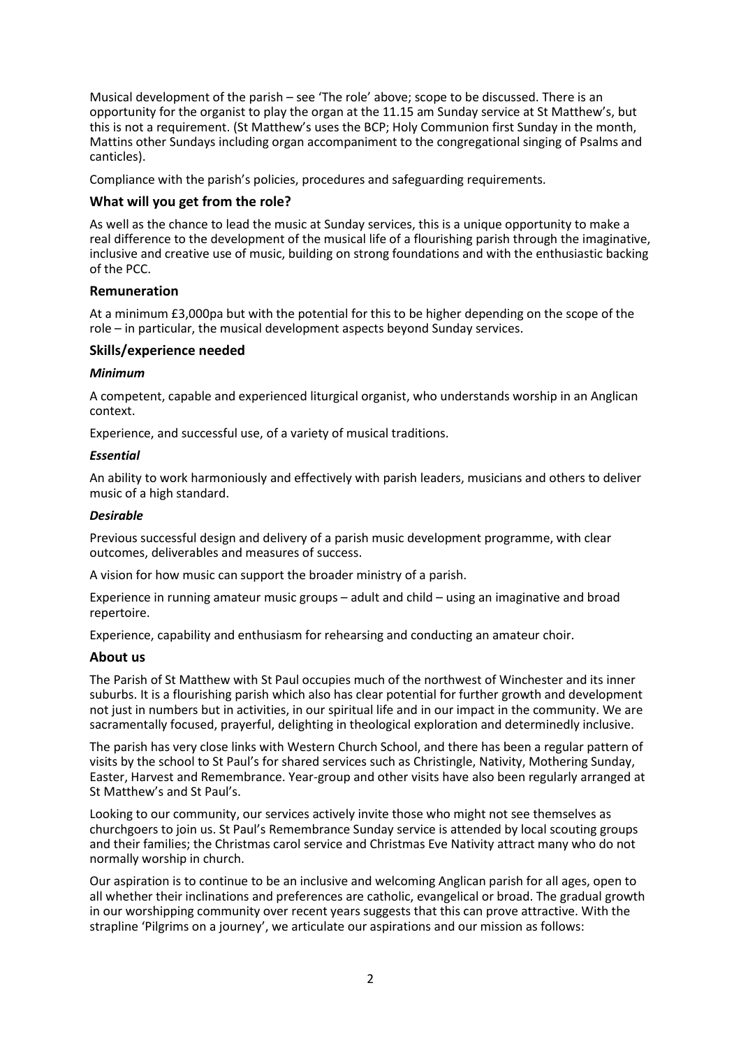Musical development of the parish – see 'The role' above; scope to be discussed. There is an opportunity for the organist to play the organ at the 11.15 am Sunday service at St Matthew's, but this is not a requirement. (St Matthew's uses the BCP; Holy Communion first Sunday in the month, Mattins other Sundays including organ accompaniment to the congregational singing of Psalms and canticles).

Compliance with the parish's policies, procedures and safeguarding requirements.

## What will you get from the role?

As well as the chance to lead the music at Sunday services, this is a unique opportunity to make a real difference to the development of the musical life of a flourishing parish through the imaginative, inclusive and creative use of music, building on strong foundations and with the enthusiastic backing of the PCC.

## Remuneration

At a minimum £3,000pa but with the potential for this to be higher depending on the scope of the role – in particular, the musical development aspects beyond Sunday services.

## Skills/experience needed

### *Minimum*

A competent, capable and experienced liturgical organist, who understands worship in an Anglican context.

Experience, and successful use, of a variety of musical traditions.

### *Essential*

An ability to work harmoniously and effectively with parish leaders, musicians and others to deliver music of a high standard.

### *Desirable*

Previous successful design and delivery of a parish music development programme, with clear outcomes, deliverables and measures of success.

A vision for how music can support the broader ministry of a parish.

Experience in running amateur music groups – adult and child – using an imaginative and broad repertoire.

Experience, capability and enthusiasm for rehearsing and conducting an amateur choir.

## About us

The Parish of St Matthew with St Paul occupies much of the northwest of Winchester and its inner suburbs. It is a flourishing parish which also has clear potential for further growth and development not just in numbers but in activities, in our spiritual life and in our impact in the community. We are sacramentally focused, prayerful, delighting in theological exploration and determinedly inclusive.

The parish has very close links with Western Church School, and there has been a regular pattern of visits by the school to St Paul's for shared services such as Christingle, Nativity, Mothering Sunday, Easter, Harvest and Remembrance. Year-group and other visits have also been regularly arranged at St Matthew's and St Paul's.

Looking to our community, our services actively invite those who might not see themselves as churchgoers to join us. St Paul's Remembrance Sunday service is attended by local scouting groups and their families; the Christmas carol service and Christmas Eve Nativity attract many who do not normally worship in church.

Our aspiration is to continue to be an inclusive and welcoming Anglican parish for all ages, open to all whether their inclinations and preferences are catholic, evangelical or broad. The gradual growth in our worshipping community over recent years suggests that this can prove attractive. With the strapline 'Pilgrims on a journey', we articulate our aspirations and our mission as follows: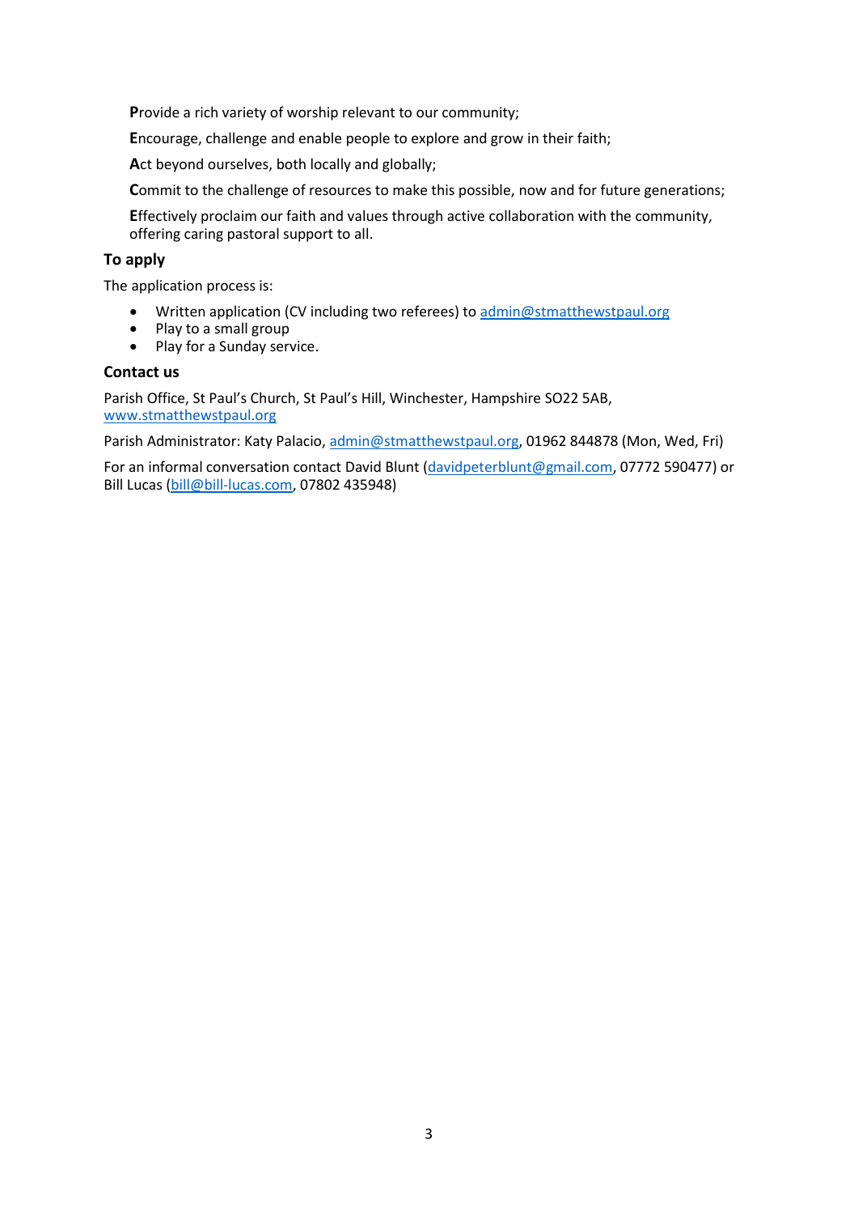**P**rovide a rich variety of worship relevant to our community;

**E**ncourage, challenge and enable people to explore and grow in their faith;

**A**ct beyond ourselves, both locally and globally;

**C**ommit to the challenge of resources to make this possible, now and for future generations;

**E**ffectively proclaim our faith and values through active collaboration with the community, offering caring pastoral support to all.

## To apply

The application process is:

- Written application (CV including two referees) to admin@stmatthewstpaul.org
- Play to a small group
- Play for a Sunday service.

## Contact us

Parish Office, St Paul's Church, St Paul's Hill, Winchester, Hampshire SO22 5AB, www.stmatthewstpaul.org

Parish Administrator: Katy Palacio, admin@stmatthewstpaul.org, 01962 844878 (Mon, Wed, Fri)

For an informal conversation contact David Blunt (davidpeterblunt@gmail.com, 07772 590477) or Bill Lucas (bill@bill-lucas.com, 07802 435948)